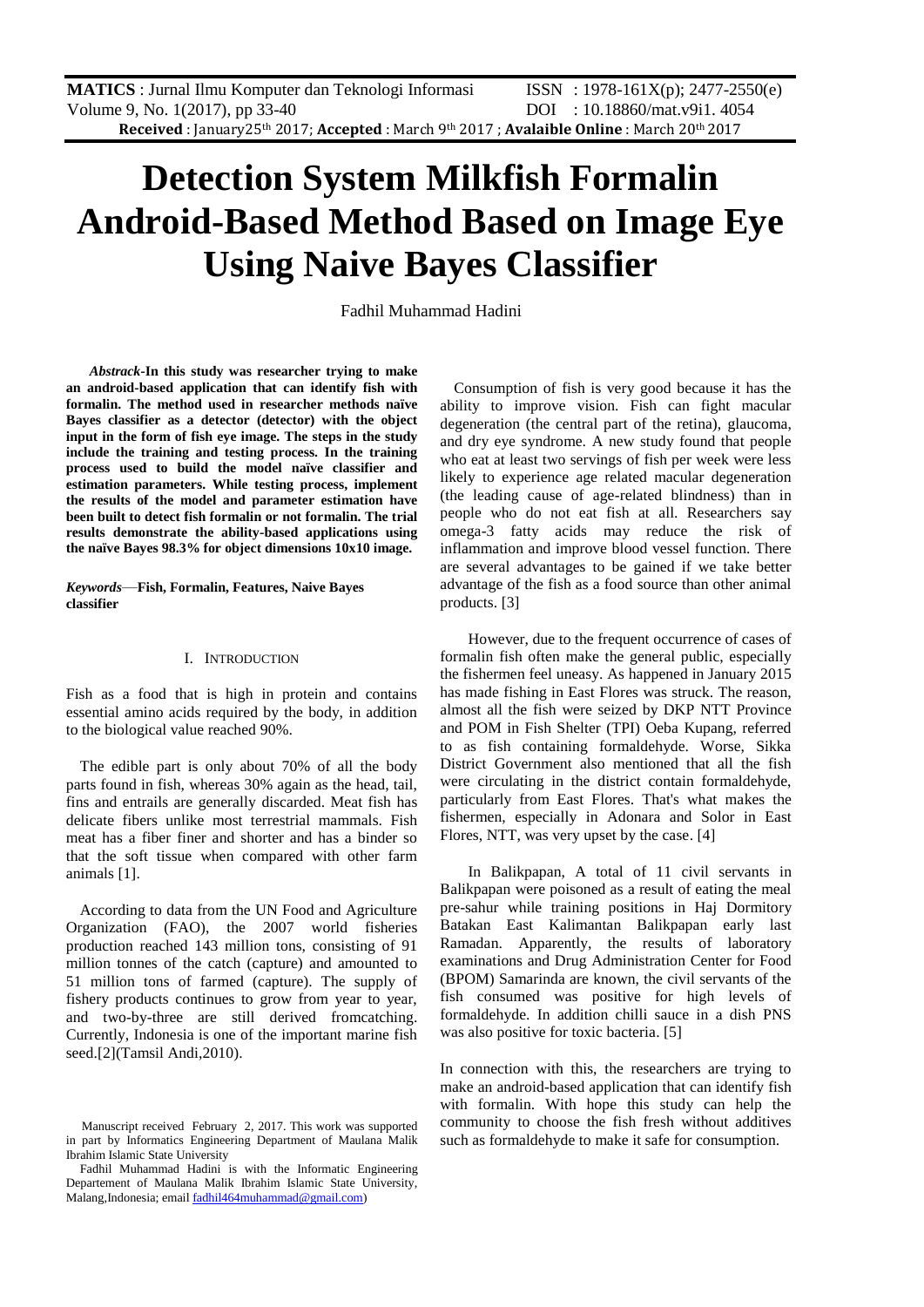# Detection System Milkfish Formalin Android-Based Method Based on Image Eye Using Naive Bayes Classifier

Fadhil Muhammad Hadini

***Abstrack*-In this study was researcher trying to make an android-based application that can identify fish with formalin. The method used in researcher methods naïve Bayes classifier as a detector (detector) with the object input in the form of fish eye image. The steps in the study include the training and testing process. In the training process used to build the model naïve classifier and estimation parameters. While testing process, implement the results of the model and parameter estimation have been built to detect fish formalin or not formalin. The trial results demonstrate the ability-based applications using the naïve Bayes 98.3% for object dimensions 10x10 image.**

***Keywords*—Fish, Formalin, Features, Naive Bayes classifier**

## I. INTRODUCTION

Fish as a food that is high in protein and contains essential amino acids required by the body, in addition to the biological value reached 90%.

The edible part is only about 70% of all the body parts found in fish, whereas 30% again as the head, tail, fins and entrails are generally discarded. Meat fish has delicate fibers unlike most terrestrial mammals. Fish meat has a fiber finer and shorter and has a binder so that the soft tissue when compared with other farm animals [1].

According to data from the UN Food and Agriculture Organization (FAO), the 2007 world fisheries production reached 143 million tons, consisting of 91 million tonnes of the catch (capture) and amounted to 51 million tons of farmed (capture). The supply of fishery products continues to grow from year to year, and two-by-three are still derived fromcatching. Currently, Indonesia is one of the important marine fish seed.[2](Tamsil Andi,2010).

Manuscript received February 2, 2017. This work was supported in part by Informatics Engineering Department of Maulana Malik Ibrahim Islamic State University

Fadhil Muhammad Hadini is with the Informatic Engineering Departement of Maulana Malik Ibrahim Islamic State University, Malang,Indonesia; email fadhil464muhammad@gmail.com)

Consumption of fish is very good because it has the ability to improve vision. Fish can fight macular degeneration (the central part of the retina), glaucoma, and dry eye syndrome. A new study found that people who eat at least two servings of fish per week were less likely to experience age related macular degeneration (the leading cause of age-related blindness) than in people who do not eat fish at all. Researchers say omega-3 fatty acids may reduce the risk of inflammation and improve blood vessel function. There are several advantages to be gained if we take better advantage of the fish as a food source than other animal products. [3]

However, due to the frequent occurrence of cases of formalin fish often make the general public, especially the fishermen feel uneasy. As happened in January 2015 has made fishing in East Flores was struck. The reason, almost all the fish were seized by DKP NTT Province and POM in Fish Shelter (TPI) Oeba Kupang, referred to as fish containing formaldehyde. Worse, Sikka District Government also mentioned that all the fish were circulating in the district contain formaldehyde, particularly from East Flores. That's what makes the fishermen, especially in Adonara and Solor in East Flores, NTT, was very upset by the case. [4]

In Balikpapan, A total of 11 civil servants in Balikpapan were poisoned as a result of eating the meal pre-sahur while training positions in Haj Dormitory Batakan East Kalimantan Balikpapan early last Ramadan. Apparently, the results of laboratory examinations and Drug Administration Center for Food (BPOM) Samarinda are known, the civil servants of the fish consumed was positive for high levels of formaldehyde. In addition chilli sauce in a dish PNS was also positive for toxic bacteria. [5]

In connection with this, the researchers are trying to make an android-based application that can identify fish with formalin. With hope this study can help the community to choose the fish fresh without additives such as formaldehyde to make it safe for consumption.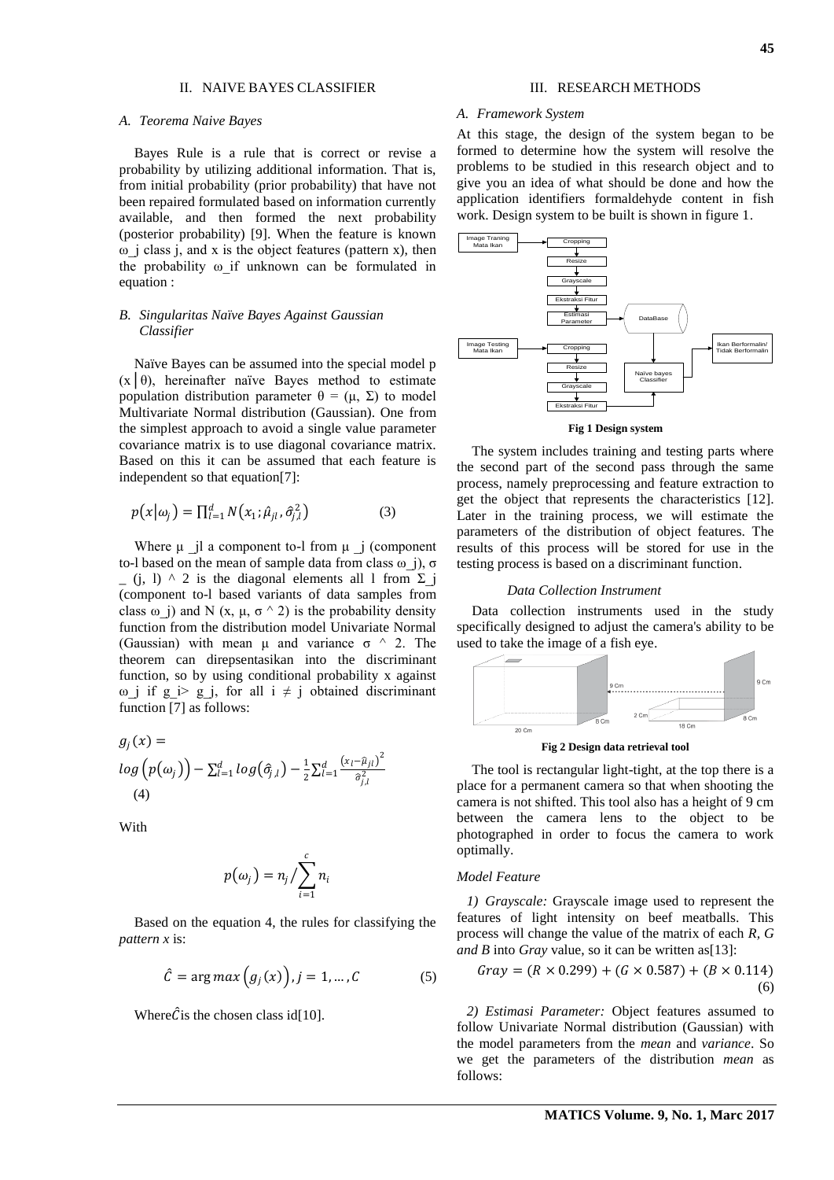## II. NAIVE BAYES CLASSIFIER

### A. Teorema Naive Bayes

Bayes Rule is a rule that is correct or revise a probability by utilizing additional information. That is, from initial probability (prior probability) that have not been repaired formulated based on information currently available, and then formed the next probability (posterior probability) [9]. When the feature is known ω_j class j, and x is the object features (pattern x), then the probability ω_if unknown can be formulated in equation :

### B. Singularitas Naïve Bayes Against Gaussian Classifier

Naïve Bayes can be assumed into the special model p (x | θ), hereinafter naïve Bayes method to estimate population distribution parameter θ = (μ, Σ) to model Multivariate Normal distribution (Gaussian). One from the simplest approach to avoid a single value parameter covariance matrix is to use diagonal covariance matrix. Based on this it can be assumed that each feature is independent so that equation[7]:

$$p(x|\omega_j) = \prod_{l=1}^{d} N(x_1; \hat{\mu}_{jl}, \hat{\sigma}_{j,l}^2) \tag{3}$$

Where μ _jl a component to-l from μ _j (component to-l based on the mean of sample data from class ω_j), σ _ (j, l) ^ 2 is the diagonal elements all l from Σ_j (component to-l based variants of data samples from class ω_j) and N (x, μ, σ ^ 2) is the probability density function from the distribution model Univariate Normal (Gaussian) with mean μ and variance σ ^ 2. The theorem can direpsentasikan into the discriminant function, so by using conditional probability x against ω_j if g_i> g_j, for all i ≠ j obtained discriminant function [7] as follows:

$$g_j(x) = log\left(p(\omega_j)\right) - \sum_{l=1}^{d} log(\hat{\sigma}_{j,l}) - \frac{1}{2}\sum_{l=1}^{d} \frac{(x_l - \hat{\mu}_{jl})^2}{\hat{\sigma}_{j,l}^2} \tag{4}$$

With

$$p(\omega_j) = n_j / \sum_{i=1}^{c} n_i$$

Based on the equation 4, the rules for classifying the *pattern x* is:

$$\hat{C} = \arg max\left(g_j(x)\right), j = 1, \dots, C \tag{5}$$

Where $\hat{C}$ is the chosen class id[10].

## III. RESEARCH METHODS

### A. Framework System

At this stage, the design of the system began to be formed to determine how the system will resolve the problems to be studied in this research object and to give you an idea of what should be done and how the application identifiers formaldehyde content in fish work. Design system to be built is shown in figure 1.

**Fig 1 Design system**

The system includes training and testing parts where the second part of the second pass through the same process, namely preprocessing and feature extraction to get the object that represents the characteristics [12]. Later in the training process, we will estimate the parameters of the distribution of object features. The results of this process will be stored for use in the testing process is based on a discriminant function.

#### Data Collection Instrument

Data collection instruments used in the study specifically designed to adjust the camera's ability to be used to take the image of a fish eye.

**Fig 2 Design data retrieval tool**

The tool is rectangular light-tight, at the top there is a place for a permanent camera so that when shooting the camera is not shifted. This tool also has a height of 9 cm between the camera lens to the object to be photographed in order to focus the camera to work optimally.

#### Model Feature

*1) Grayscale:* Grayscale image used to represent the features of light intensity on beef meatballs. This process will change the value of the matrix of each *R, G and B* into *Gray* value, so it can be written as[13]:

$$Gray = (R \times 0.299) + (G \times 0.587) + (B \times 0.114) \tag{6}$$

*2) Estimasi Parameter:* Object features assumed to follow Univariate Normal distribution (Gaussian) with the model parameters from the *mean* and *variance*. So we get the parameters of the distribution *mean* as follows: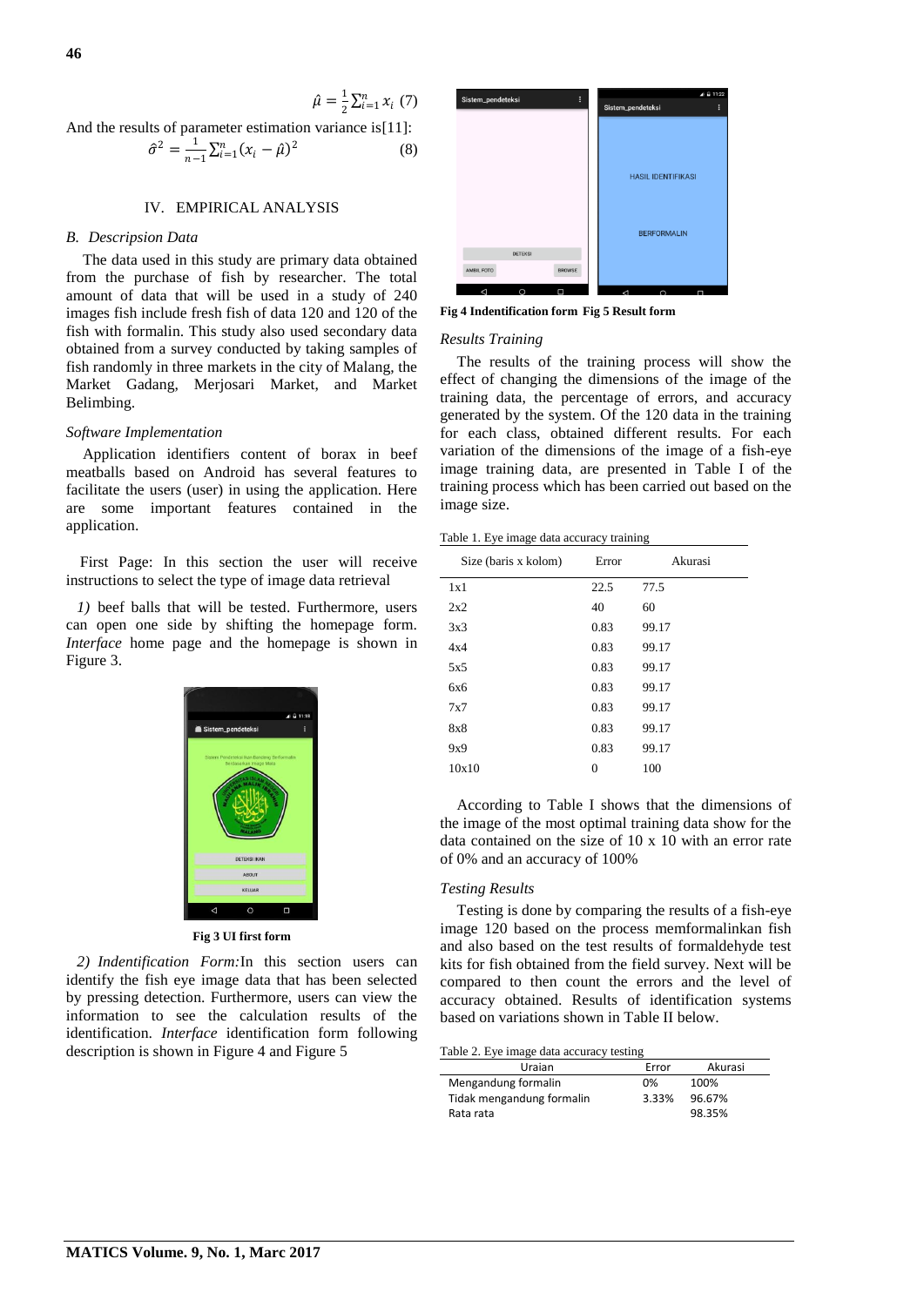$$\hat{\mu} = \frac{1}{2}\sum_{i=1}^{n} x_i \quad (7)$$

And the results of parameter estimation variance is[11]:

$$\hat{\sigma}^2 = \frac{1}{n-1}\sum_{i=1}^{n}(x_i - \hat{\mu})^2 \quad (8)$$

## IV. EMPIRICAL ANALYSIS

### *B. Descripsion Data*

The data used in this study are primary data obtained from the purchase of fish by researcher. The total amount of data that will be used in a study of 240 images fish include fresh fish of data 120 and 120 of the fish with formalin. This study also used secondary data obtained from a survey conducted by taking samples of fish randomly in three markets in the city of Malang, the Market Gadang, Merjosari Market, and Market Belimbing.

### *Software Implementation*

Application identifiers content of borax in beef meatballs based on Android has several features to facilitate the users (user) in using the application. Here are some important features contained in the application.

First Page: In this section the user will receive instructions to select the type of image data retrieval

*1)* beef balls that will be tested. Furthermore, users can open one side by shifting the homepage form. *Interface* home page and the homepage is shown in Figure 3.

**Fig 3 UI first form**

*2) Indentification Form:*In this section users can identify the fish eye image data that has been selected by pressing detection. Furthermore, users can view the information to see the calculation results of the identification. *Interface* identification form following description is shown in Figure 4 and Figure 5

**Fig 4 Indentification form Fig 5 Result form**

### *Results Training*

The results of the training process will show the effect of changing the dimensions of the image of the training data, the percentage of errors, and accuracy generated by the system. Of the 120 data in the training for each class, obtained different results. For each variation of the dimensions of the image of a fish-eye image training data, are presented in Table I of the training process which has been carried out based on the image size.

Table 1. Eye image data accuracy training

| Size (baris x kolom) | Error | Akurasi |
|---|---|---|
| 1x1 | 22.5 | 77.5 |
| 2x2 | 40 | 60 |
| 3x3 | 0.83 | 99.17 |
| 4x4 | 0.83 | 99.17 |
| 5x5 | 0.83 | 99.17 |
| 6x6 | 0.83 | 99.17 |
| 7x7 | 0.83 | 99.17 |
| 8x8 | 0.83 | 99.17 |
| 9x9 | 0.83 | 99.17 |
| 10x10 | 0 | 100 |

According to Table I shows that the dimensions of the image of the most optimal training data show for the data contained on the size of 10 x 10 with an error rate of 0% and an accuracy of 100%

### *Testing Results*

Testing is done by comparing the results of a fish-eye image 120 based on the process memformalinkan fish and also based on the test results of formaldehyde test kits for fish obtained from the field survey. Next will be compared to then count the errors and the level of accuracy obtained. Results of identification systems based on variations shown in Table II below.

Table 2. Eye image data accuracy testing

| Uraian | Error | Akurasi |
|---|---|---|
| Mengandung formalin | 0% | 100% |
| Tidak mengandung formalin | 3.33% | 96.67% |
| Rata rata | | 98.35% |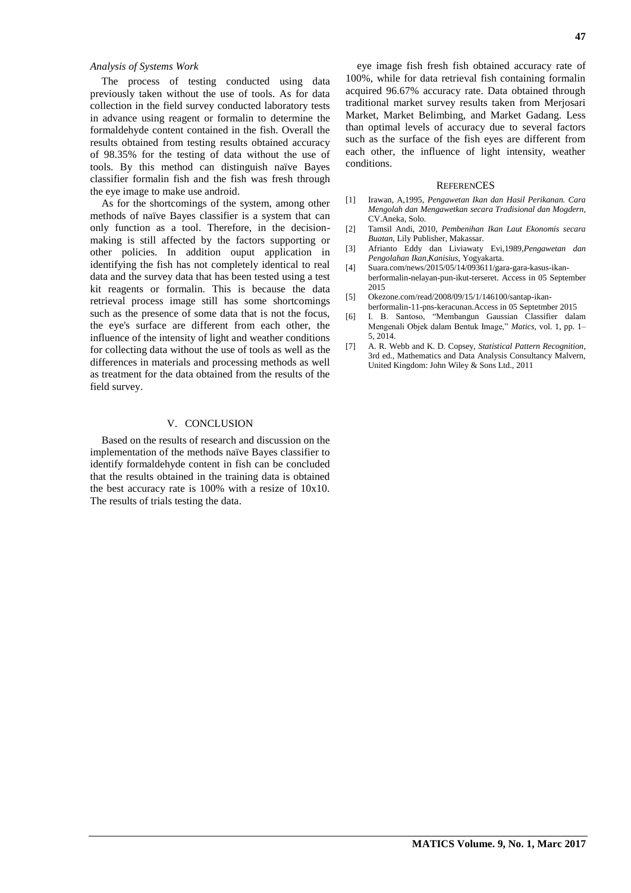*Analysis of Systems Work*

The process of testing conducted using data previously taken without the use of tools. As for data collection in the field survey conducted laboratory tests in advance using reagent or formalin to determine the formaldehyde content contained in the fish. Overall the results obtained from testing results obtained accuracy of 98.35% for the testing of data without the use of tools. By this method can distinguish naïve Bayes classifier formalin fish and the fish was fresh through the eye image to make use android.

As for the shortcomings of the system, among other methods of naïve Bayes classifier is a system that can only function as a tool. Therefore, in the decision-making is still affected by the factors supporting or other policies. In addition ouput application in identifying the fish has not completely identical to real data and the survey data that has been tested using a test kit reagents or formalin. This is because the data retrieval process image still has some shortcomings such as the presence of some data that is not the focus, the eye's surface are different from each other, the influence of the intensity of light and weather conditions for collecting data without the use of tools as well as the differences in materials and processing methods as well as treatment for the data obtained from the results of the field survey.

## V. CONCLUSION

Based on the results of research and discussion on the implementation of the methods naïve Bayes classifier to identify formaldehyde content in fish can be concluded that the results obtained in the training data is obtained the best accuracy rate is 100% with a resize of 10x10. The results of trials testing the data. eye image fish fresh fish obtained accuracy rate of 100%, while for data retrieval fish containing formalin acquired 96.67% accuracy rate. Data obtained through traditional market survey results taken from Merjosari Market, Market Belimbing, and Market Gadang. Less than optimal levels of accuracy due to several factors such as the surface of the fish eyes are different from each other, the influence of light intensity, weather conditions.

## REFERENCES

[1] Irawan, A,1995, *Pengawetan Ikan dan Hasil Perikanan. Cara Mengolah dan Mengawetkan secara Tradisional dan Mogdern*, CV.Aneka, Solo.

[2] Tamsil Andi, 2010, *Pembenihan Ikan Laut Ekonomis secara Buatan*, Lily Publisher, Makassar.

[3] Afrianto Eddy dan Liviawaty Evi,1989,*Pengawetan dan Pengolahan Ikan,Kanisius*, Yogyakarta.

[4] Suara.com/news/2015/05/14/093611/gara-gara-kasus-ikan-berformalin-nelayan-pun-ikut-terseret. Access in 05 September 2015

[5] Okezone.com/read/2008/09/15/1/146100/santap-ikan-berformalin-11-pns-keracunan.Access in 05 Septetmber 2015

[6] I. B. Santoso, "Membangun Gaussian Classifier dalam Mengenali Objek dalam Bentuk Image," *Matics*, vol. 1, pp. 1–5, 2014.

[7] A. R. Webb and K. D. Copsey, *Statistical Pattern Recognition*, 3rd ed., Mathematics and Data Analysis Consultancy Malvern, United Kingdom: John Wiley & Sons Ltd., 2011